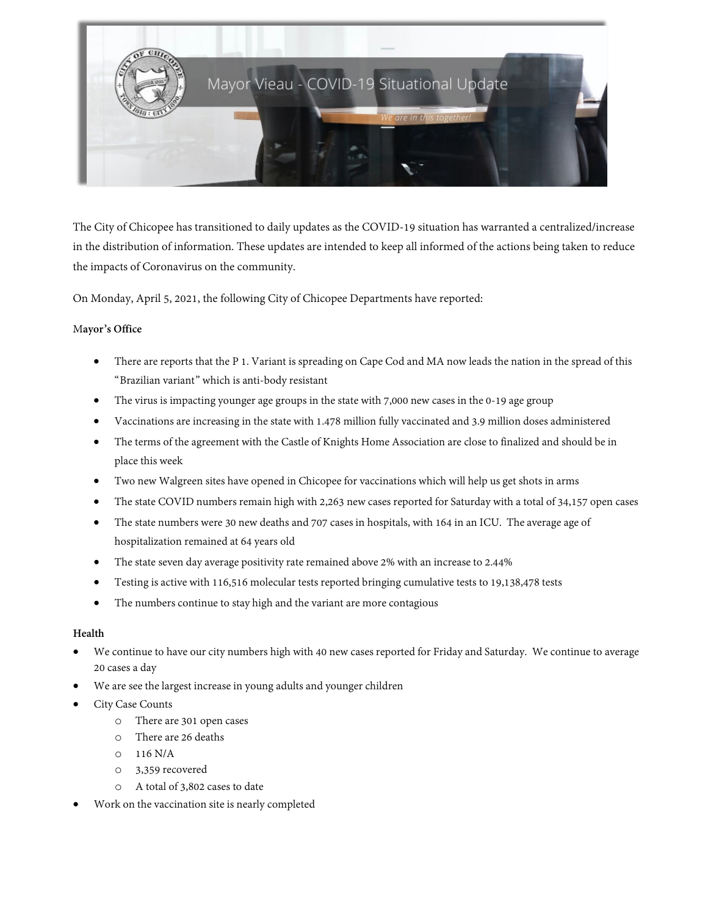# Mayor Vieau - COVID-19 Situational Update

*We are in this together!*

The City of Chicopee has transitioned to daily updates as the COVID-19 situation has warranted a centralized/increase in the distribution of information. These updates are intended to keep all informed of the actions being taken to reduce the impacts of Coronavirus on the community.

On Monday, April 5, 2021, the following City of Chicopee Departments have reported:

**Mayor's Office**

- There are reports that the P 1. Variant is spreading on Cape Cod and MA now leads the nation in the spread of this "Brazilian variant" which is anti-body resistant
- The virus is impacting younger age groups in the state with 7,000 new cases in the 0-19 age group
- Vaccinations are increasing in the state with 1.478 million fully vaccinated and 3.9 million doses administered
- The terms of the agreement with the Castle of Knights Home Association are close to finalized and should be in place this week
- Two new Walgreen sites have opened in Chicopee for vaccinations which will help us get shots in arms
- The state COVID numbers remain high with 2,263 new cases reported for Saturday with a total of 34,157 open cases
- The state numbers were 30 new deaths and 707 cases in hospitals, with 164 in an ICU. The average age of hospitalization remained at 64 years old
- The state seven day average positivity rate remained above 2% with an increase to 2.44%
- Testing is active with 116,516 molecular tests reported bringing cumulative tests to 19,138,478 tests
- The numbers continue to stay high and the variant are more contagious

**Health**

- We continue to have our city numbers high with 40 new cases reported for Friday and Saturday. We continue to average 20 cases a day
- We are see the largest increase in young adults and younger children
- City Case Counts
  - There are 301 open cases
  - There are 26 deaths
  - 116 N/A
  - 3,359 recovered
  - A total of 3,802 cases to date
- Work on the vaccination site is nearly completed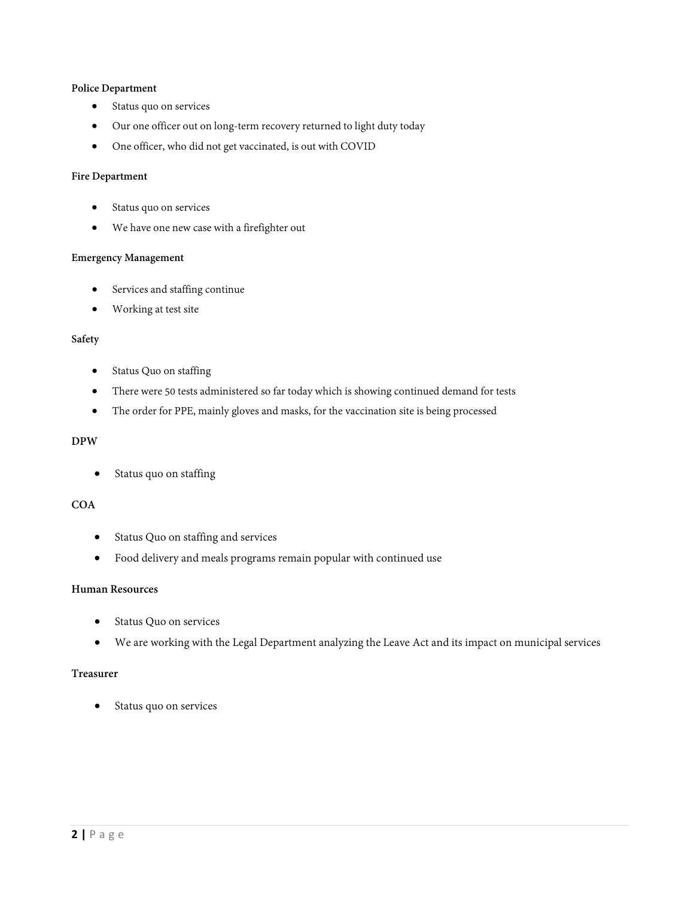**Police Department**

- Status quo on services
- Our one officer out on long-term recovery returned to light duty today
- One officer, who did not get vaccinated, is out with COVID

**Fire Department**

- Status quo on services
- We have one new case with a firefighter out

**Emergency Management**

- Services and staffing continue
- Working at test site

**Safety**

- Status Quo on staffing
- There were 50 tests administered so far today which is showing continued demand for tests
- The order for PPE, mainly gloves and masks, for the vaccination site is being processed

**DPW**

- Status quo on staffing

**COA**

- Status Quo on staffing and services
- Food delivery and meals programs remain popular with continued use

**Human Resources**

- Status Quo on services
- We are working with the Legal Department analyzing the Leave Act and its impact on municipal services

**Treasurer**

- Status quo on services